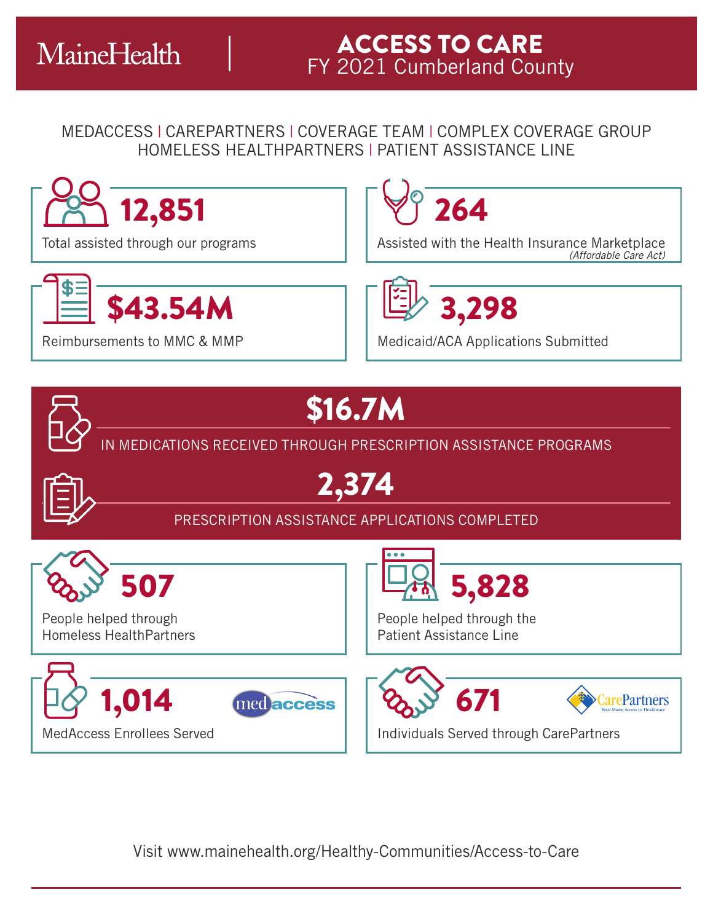MaineHealth

# ACCESS TO CARE
## FY 2021 Cumberland County

MEDACCESS | CAREPARTNERS | COVERAGE TEAM | COMPLEX COVERAGE GROUP | HOMELESS HEALTHPARTNERS | PATIENT ASSISTANCE LINE

**12,851**
Total assisted through our programs

**264**
Assisted with the Health Insurance Marketplace *(Affordable Care Act)*

**$43.54M**
Reimbursements to MMC & MMP

**3,298**
Medicaid/ACA Applications Submitted

**$16.7M**
IN MEDICATIONS RECEIVED THROUGH PRESCRIPTION ASSISTANCE PROGRAMS

**2,374**
PRESCRIPTION ASSISTANCE APPLICATIONS COMPLETED

**507**
People helped through Homeless HealthPartners

**5,828**
People helped through the Patient Assistance Line

**1,014**
MedAccess Enrollees Served

**671**
Individuals Served through CarePartners

CarePartners — Your Maine Access to Healthcare

Visit www.mainehealth.org/Healthy-Communities/Access-to-Care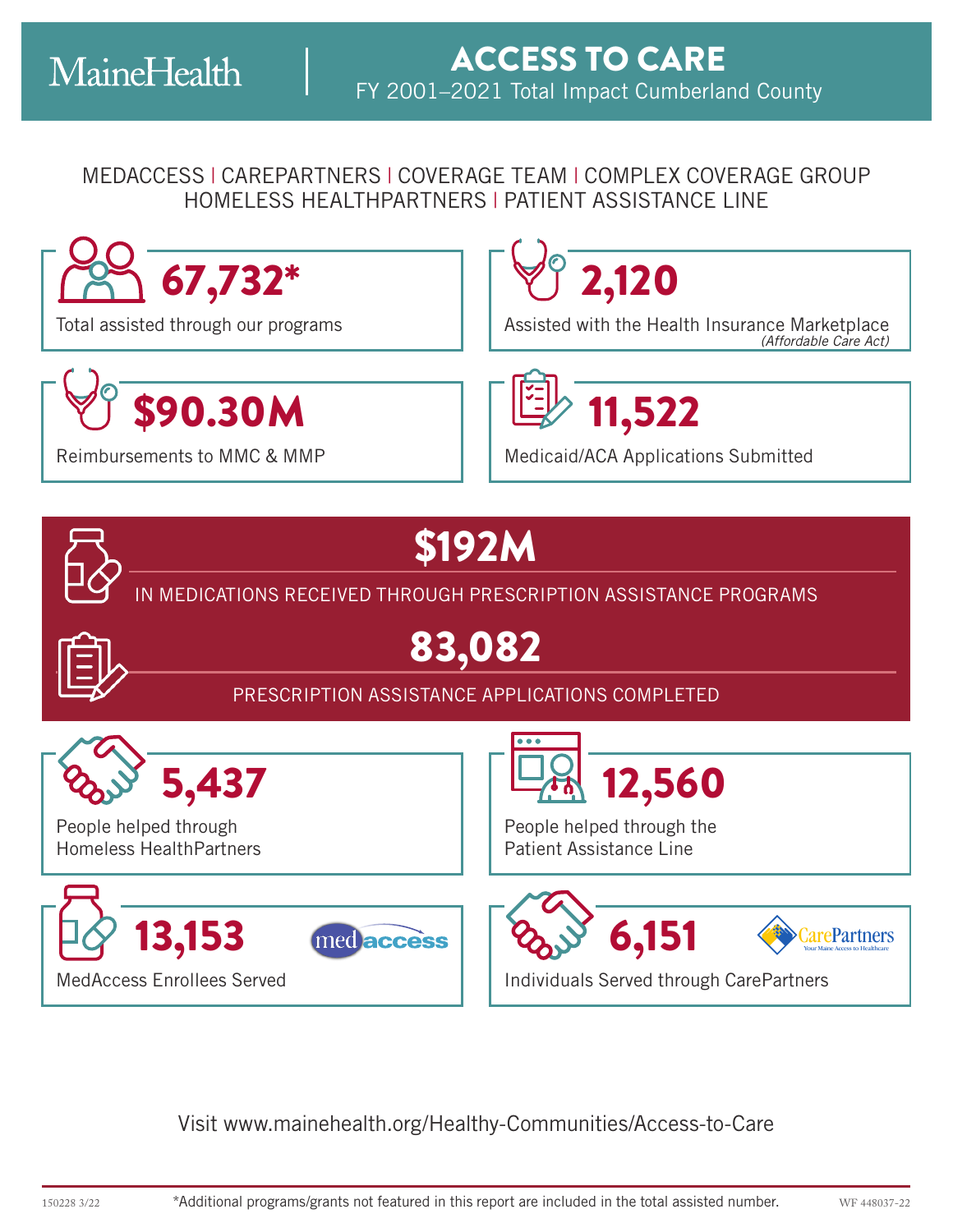MaineHealth

# ACCESS TO CARE

FY 2001–2021 Total Impact Cumberland County

MEDACCESS | CAREPARTNERS | COVERAGE TEAM | COMPLEX COVERAGE GROUP | HOMELESS HEALTHPARTNERS | PATIENT ASSISTANCE LINE

**67,732***

Total assisted through our programs

**2,120**

Assisted with the Health Insurance Marketplace *(Affordable Care Act)*

**$90.30M**

Reimbursements to MMC & MMP

**11,522**

Medicaid/ACA Applications Submitted

**$192M**

IN MEDICATIONS RECEIVED THROUGH PRESCRIPTION ASSISTANCE PROGRAMS

**83,082**

PRESCRIPTION ASSISTANCE APPLICATIONS COMPLETED

**5,437**

People helped through Homeless HealthPartners

**12,560**

People helped through the Patient Assistance Line

**13,153**

medaccess

MedAccess Enrollees Served

**6,151**

CarePartners — Your Maine Access to Healthcare

Individuals Served through CarePartners

Visit www.mainehealth.org/Healthy-Communities/Access-to-Care

150228 3/22

*Additional programs/grants not featured in this report are included in the total assisted number.

WF 448037-22